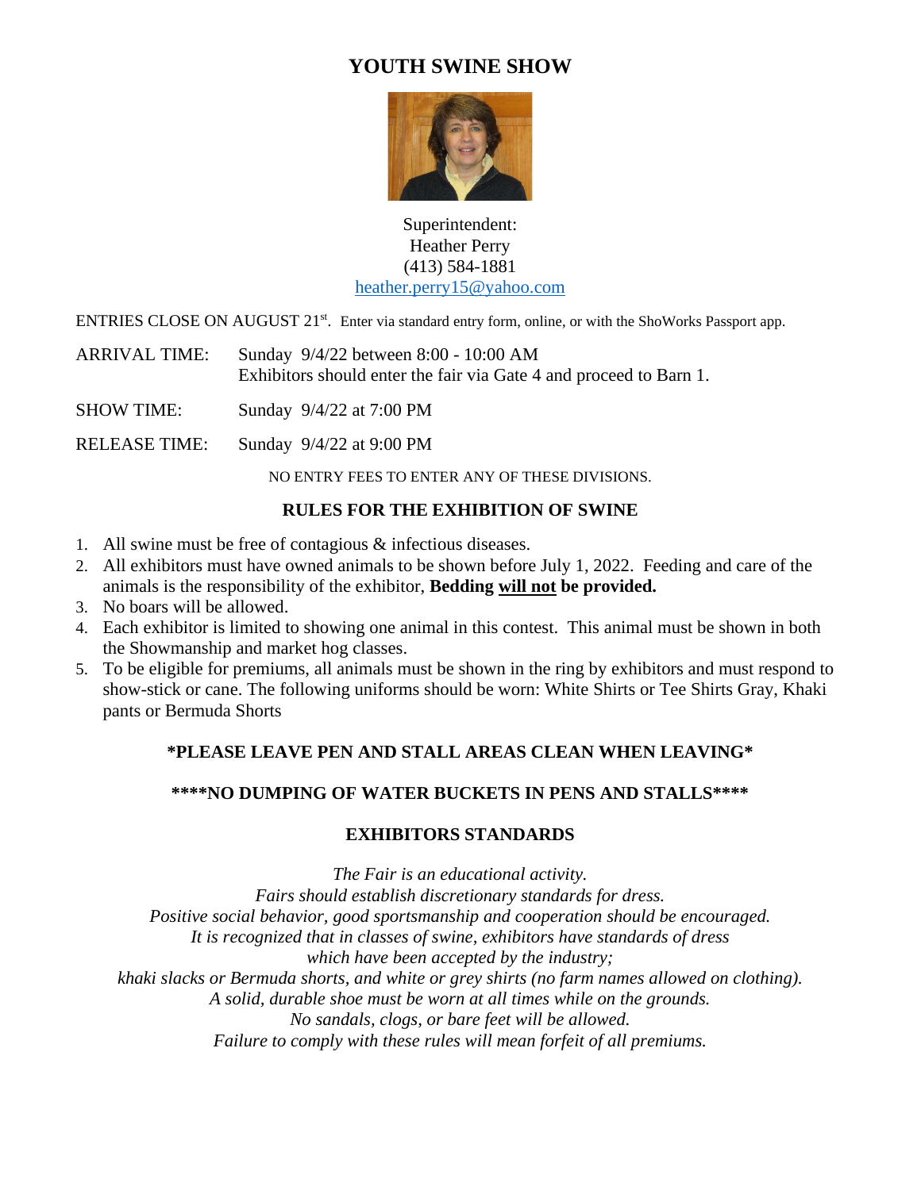# YOUTH SWINE SHOW

Superintendent:
Heather Perry
(413) 584-1881
heather.perry15@yahoo.com

ENTRIES CLOSE ON AUGUST 21st. Enter via standard entry form, online, or with the ShoWorks Passport app.

ARRIVAL TIME: Sunday 9/4/22 between 8:00 - 10:00 AM
Exhibitors should enter the fair via Gate 4 and proceed to Barn 1.

SHOW TIME: Sunday 9/4/22 at 7:00 PM

RELEASE TIME: Sunday 9/4/22 at 9:00 PM

NO ENTRY FEES TO ENTER ANY OF THESE DIVISIONS.

## RULES FOR THE EXHIBITION OF SWINE

1. All swine must be free of contagious & infectious diseases.
2. All exhibitors must have owned animals to be shown before July 1, 2022. Feeding and care of the animals is the responsibility of the exhibitor, **Bedding will not be provided.**
3. No boars will be allowed.
4. Each exhibitor is limited to showing one animal in this contest. This animal must be shown in both the Showmanship and market hog classes.
5. To be eligible for premiums, all animals must be shown in the ring by exhibitors and must respond to show-stick or cane. The following uniforms should be worn: White Shirts or Tee Shirts Gray, Khaki pants or Bermuda Shorts

**\*PLEASE LEAVE PEN AND STALL AREAS CLEAN WHEN LEAVING\***

**\*\*\*\*NO DUMPING OF WATER BUCKETS IN PENS AND STALLS\*\*\*\***

## EXHIBITORS STANDARDS

*The Fair is an educational activity.*
*Fairs should establish discretionary standards for dress.*
*Positive social behavior, good sportsmanship and cooperation should be encouraged.*
*It is recognized that in classes of swine, exhibitors have standards of dress which have been accepted by the industry;*
*khaki slacks or Bermuda shorts, and white or grey shirts (no farm names allowed on clothing).*
*A solid, durable shoe must be worn at all times while on the grounds.*
*No sandals, clogs, or bare feet will be allowed.*
*Failure to comply with these rules will mean forfeit of all premiums.*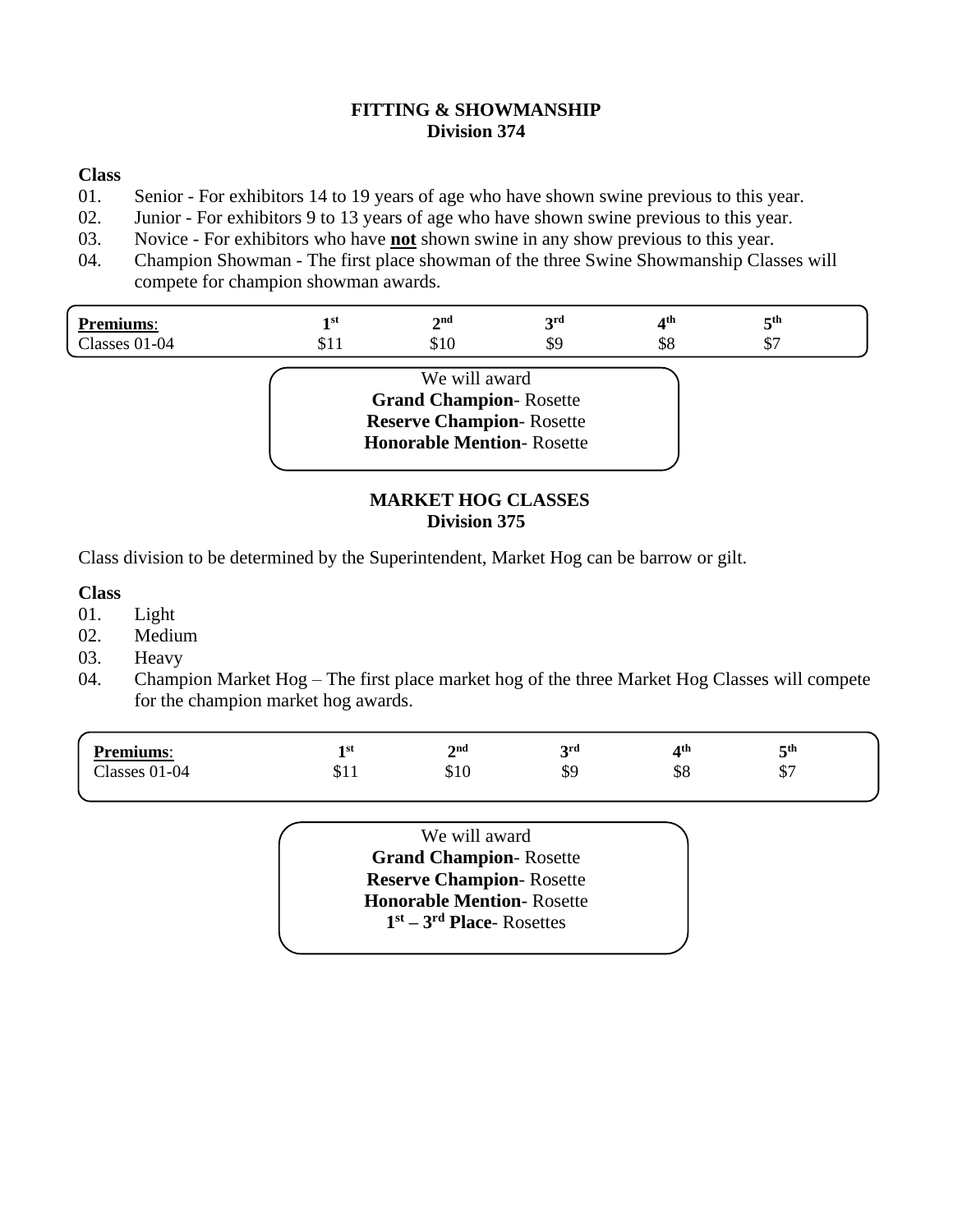## FITTING & SHOWMANSHIP
## Division 374

**Class**

01. Senior - For exhibitors 14 to 19 years of age who have shown swine previous to this year.
02. Junior - For exhibitors 9 to 13 years of age who have shown swine previous to this year.
03. Novice - For exhibitors who have **not** shown swine in any show previous to this year.
04. Champion Showman - The first place showman of the three Swine Showmanship Classes will compete for champion showman awards.

| **Premiums**: | 1st | 2nd | 3rd | 4th | 5th |
|---|---|---|---|---|---|
| Classes 01-04 | $11 | $10 | $9 | $8 | $7 |

We will award
**Grand Champion**- Rosette
**Reserve Champion**- Rosette
**Honorable Mention**- Rosette

## MARKET HOG CLASSES
## Division 375

Class division to be determined by the Superintendent, Market Hog can be barrow or gilt.

**Class**

01. Light
02. Medium
03. Heavy
04. Champion Market Hog – The first place market hog of the three Market Hog Classes will compete for the champion market hog awards.

| **Premiums**: | 1st | 2nd | 3rd | 4th | 5th |
|---|---|---|---|---|---|
| Classes 01-04 | $11 | $10 | $9 | $8 | $7 |

We will award
**Grand Champion**- Rosette
**Reserve Champion**- Rosette
**Honorable Mention**- Rosette
**1st – 3rd Place**- Rosettes